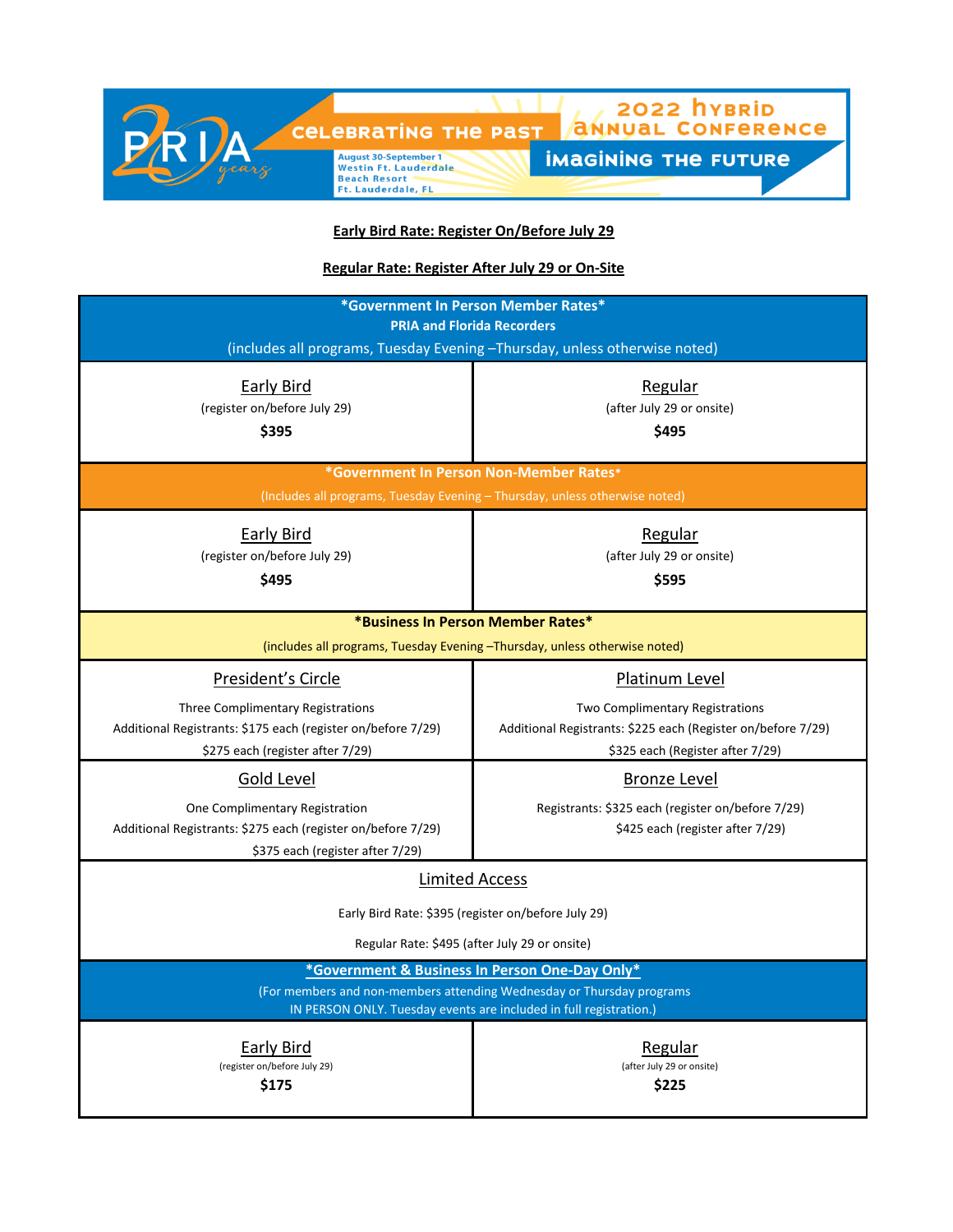PRIA 20 years

CELEBRATING THE PAST

2022 HYBRID ANNUAL CONFERENCE

IMAGINING THE FUTURE

August 30-September 1
Westin Ft. Lauderdale Beach Resort
Ft. Lauderdale, FL

**Early Bird Rate: Register On/Before July 29**

**Regular Rate: Register After July 29 or On-Site**

| **\*Government In Person Member Rates\***<br>**PRIA and Florida Recorders**<br>(includes all programs, Tuesday Evening –Thursday, unless otherwise noted) | |
|---|---|
| Early Bird<br>(register on/before July 29)<br>**$395** | Regular<br>(after July 29 or onsite)<br>**$495** |
| **\*Government In Person Non-Member Rates\***<br>(Includes all programs, Tuesday Evening – Thursday, unless otherwise noted) | |
| Early Bird<br>(register on/before July 29)<br>**$495** | Regular<br>(after July 29 or onsite)<br>**$595** |
| **\*Business In Person Member Rates\***<br>(includes all programs, Tuesday Evening –Thursday, unless otherwise noted) | |
| President's Circle<br>Three Complimentary Registrations<br>Additional Registrants: $175 each (register on/before 7/29)<br>$275 each (register after 7/29) | Platinum Level<br>Two Complimentary Registrations<br>Additional Registrants: $225 each (Register on/before 7/29)<br>$325 each (Register after 7/29) |
| Gold Level<br>One Complimentary Registration<br>Additional Registrants: $275 each (register on/before 7/29)<br>$375 each (register after 7/29) | Bronze Level<br>Registrants: $325 each (register on/before 7/29)<br>$425 each (register after 7/29) |
| Limited Access<br>Early Bird Rate: $395 (register on/before July 29)<br>Regular Rate: $495 (after July 29 or onsite) | |
| **\*Government & Business In Person One-Day Only\***<br>(For members and non-members attending Wednesday or Thursday programs IN PERSON ONLY. Tuesday events are included in full registration.) | |
| Early Bird<br>(register on/before July 29)<br>**$175** | Regular<br>(after July 29 or onsite)<br>**$225** |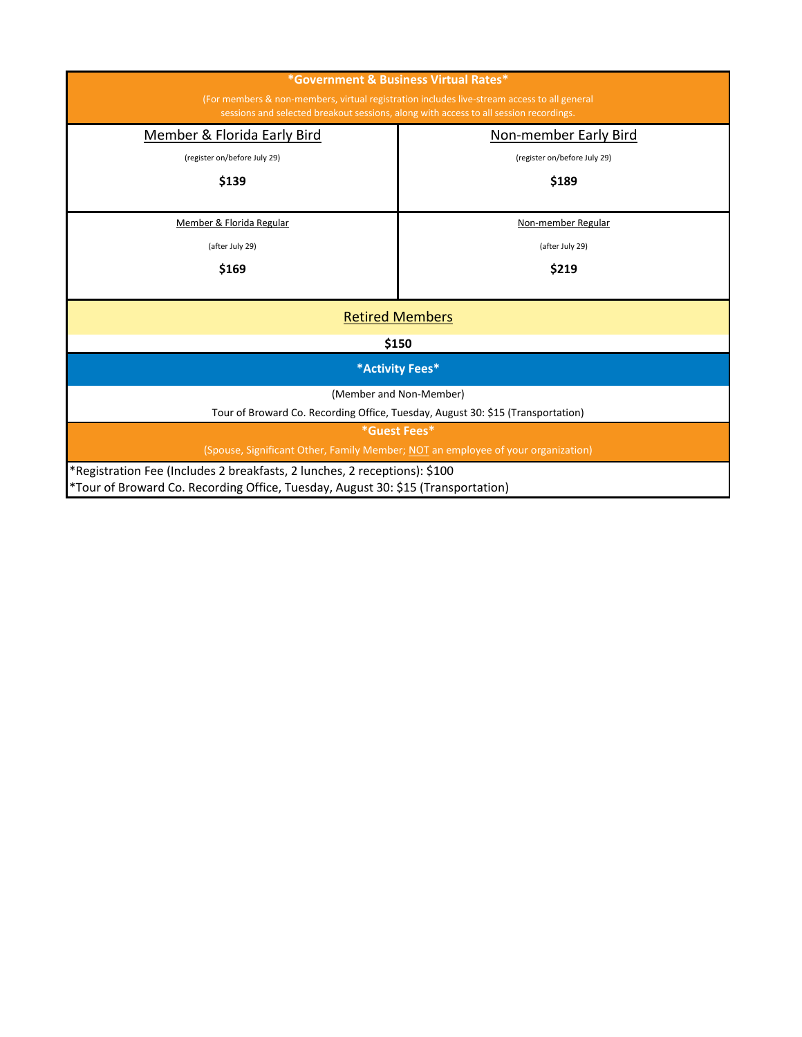| *Government & Business Virtual Rates* | |
|---|---|
| (For members & non-members, virtual registration includes live-stream access to all general sessions and selected breakout sessions, along with access to all session recordings.) | |
| Member & Florida Early Bird<br>(register on/before July 29)<br>**$139** | Non-member Early Bird<br>(register on/before July 29)<br>**$189** |
| Member & Florida Regular<br>(after July 29)<br>**$169** | Non-member Regular<br>(after July 29)<br>**$219** |
| Retired Members | |
| **$150** | |
| ***Activity Fees*** | |
| (Member and Non-Member)<br>Tour of Broward Co. Recording Office, Tuesday, August 30: $15 (Transportation) | |
| ***Guest Fees*** | |
| (Spouse, Significant Other, Family Member; NOT an employee of your organization) | |
| *Registration Fee (Includes 2 breakfasts, 2 lunches, 2 receptions): $100<br>*Tour of Broward Co. Recording Office, Tuesday, August 30: $15 (Transportation) | |